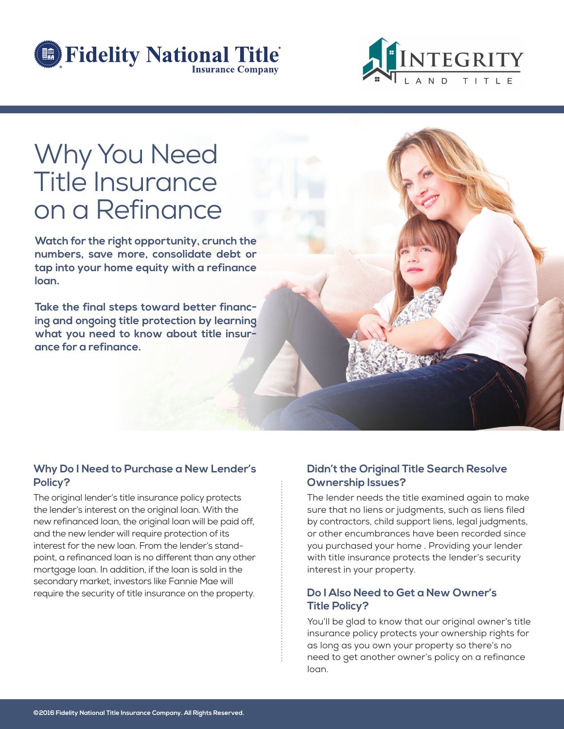Fidelity National Title Insurance Company

INTEGRITY LAND TITLE

# Why You Need Title Insurance on a Refinance

**Watch for the right opportunity, crunch the numbers, save more, consolidate debt or tap into your home equity with a refinance loan.**

**Take the final steps toward better financing and ongoing title protection by learning what you need to know about title insurance for a refinance.**

### Why Do I Need to Purchase a New Lender's Policy?

The original lender's title insurance policy protects the lender's interest on the original loan. With the new refinanced loan, the original loan will be paid off, and the new lender will require protection of its interest for the new loan. From the lender's standpoint, a refinanced loan is no different than any other mortgage loan. In addition, if the loan is sold in the secondary market, investors like Fannie Mae will require the security of title insurance on the property.

### Didn't the Original Title Search Resolve Ownership Issues?

The lender needs the title examined again to make sure that no liens or judgments, such as liens filed by contractors, child support liens, legal judgments, or other encumbrances have been recorded since you purchased your home . Providing your lender with title insurance protects the lender's security interest in your property.

### Do I Also Need to Get a New Owner's Title Policy?

You'll be glad to know that our original owner's title insurance policy protects your ownership rights for as long as you own your property so there's no need to get another owner's policy on a refinance loan.

©2016 Fidelity National Title Insurance Company. All Rights Reserved.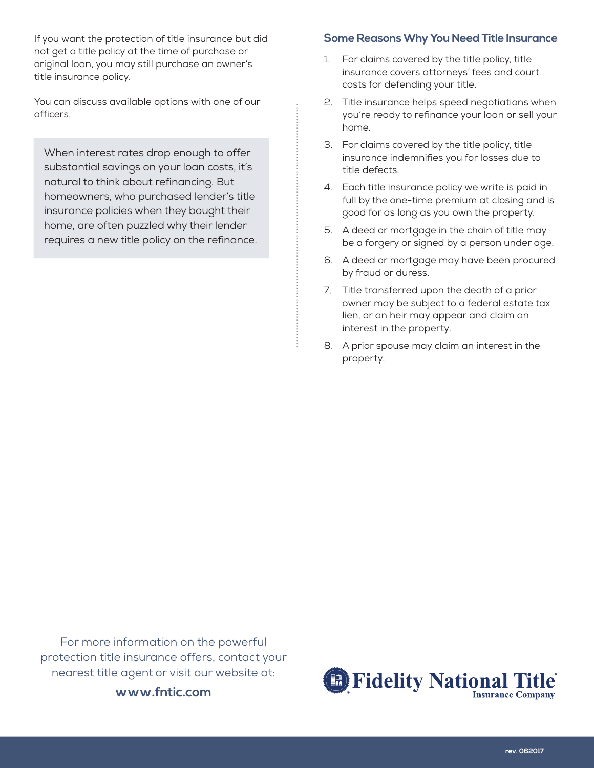If you want the protection of title insurance but did not get a title policy at the time of purchase or original loan, you may still purchase an owner's title insurance policy.

You can discuss available options with one of our officers.

When interest rates drop enough to offer substantial savings on your loan costs, it's natural to think about refinancing. But homeowners, who purchased lender's title insurance policies when they bought their home, are often puzzled why their lender requires a new title policy on the refinance.

## Some Reasons Why You Need Title Insurance

1. For claims covered by the title policy, title insurance covers attorneys' fees and court costs for defending your title.
2. Title insurance helps speed negotiations when you're ready to refinance your loan or sell your home.
3. For claims covered by the title policy, title insurance indemnifies you for losses due to title defects.
4. Each title insurance policy we write is paid in full by the one-time premium at closing and is good for as long as you own the property.
5. A deed or mortgage in the chain of title may be a forgery or signed by a person under age.
6. A deed or mortgage may have been procured by fraud or duress.
7. Title transferred upon the death of a prior owner may be subject to a federal estate tax lien, or an heir may appear and claim an interest in the property.
8. A prior spouse may claim an interest in the property.

For more information on the powerful protection title insurance offers, contact your nearest title agent or visit our website at:

**www.fntic.com**

Fidelity National Title Insurance Company

rev. 062017